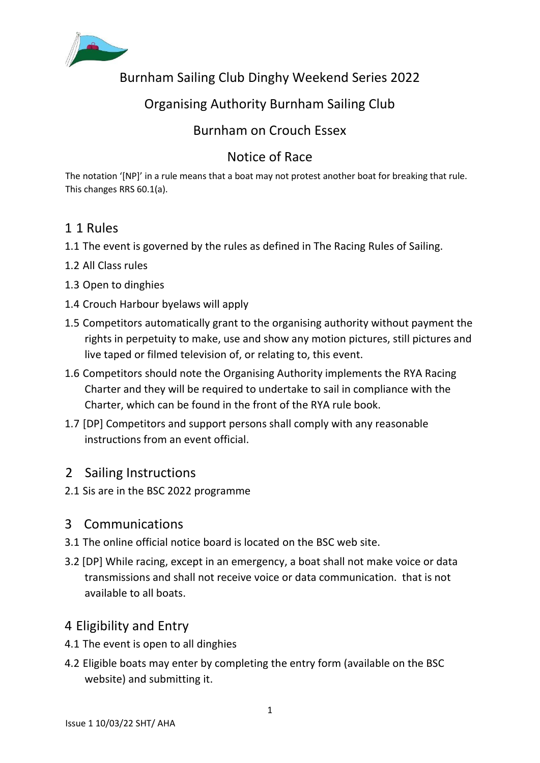# Burnham Sailing Club Dinghy Weekend Series 2022

## Organising Authority Burnham Sailing Club

## Burnham on Crouch Essex

## Notice of Race

The notation '[NP]' in a rule means that a boat may not protest another boat for breaking that rule. This changes RRS 60.1(a).

## 1 1 Rules

1.1 The event is governed by the rules as defined in The Racing Rules of Sailing.

1.2 All Class rules

1.3 Open to dinghies

1.4 Crouch Harbour byelaws will apply

1.5 Competitors automatically grant to the organising authority without payment the rights in perpetuity to make, use and show any motion pictures, still pictures and live taped or filmed television of, or relating to, this event.

1.6 Competitors should note the Organising Authority implements the RYA Racing Charter and they will be required to undertake to sail in compliance with the Charter, which can be found in the front of the RYA rule book.

1.7 [DP] Competitors and support persons shall comply with any reasonable instructions from an event official.

## 2 Sailing Instructions

2.1 Sis are in the BSC 2022 programme

## 3 Communications

3.1 The online official notice board is located on the BSC web site.

3.2 [DP] While racing, except in an emergency, a boat shall not make voice or data transmissions and shall not receive voice or data communication. that is not available to all boats.

## 4 Eligibility and Entry

4.1 The event is open to all dinghies

4.2 Eligible boats may enter by completing the entry form (available on the BSC website) and submitting it.

Issue 1 10/03/22 SHT/ AHA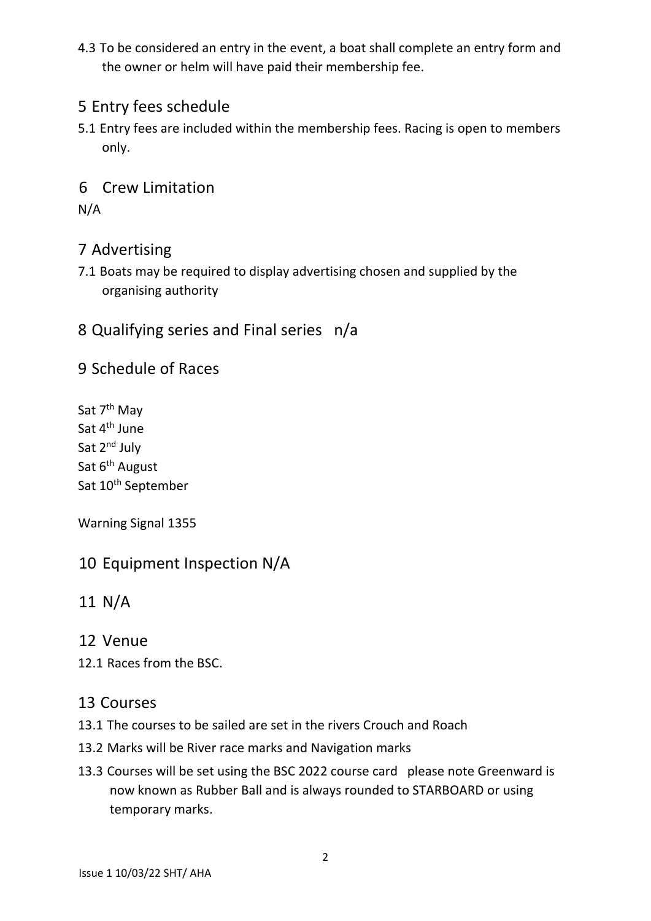4.3 To be considered an entry in the event, a boat shall complete an entry form and the owner or helm will have paid their membership fee.

## 5 Entry fees schedule

5.1 Entry fees are included within the membership fees. Racing is open to members only.

## 6 Crew Limitation

N/A

## 7 Advertising

7.1 Boats may be required to display advertising chosen and supplied by the organising authority

## 8 Qualifying series and Final series n/a

## 9 Schedule of Races

Sat 7th May
Sat 4th June
Sat 2nd July
Sat 6th August
Sat 10th September

Warning Signal 1355

## 10 Equipment Inspection N/A

## 11 N/A

## 12 Venue

12.1 Races from the BSC.

## 13 Courses

13.1 The courses to be sailed are set in the rivers Crouch and Roach

13.2 Marks will be River race marks and Navigation marks

13.3 Courses will be set using the BSC 2022 course card please note Greenward is now known as Rubber Ball and is always rounded to STARBOARD or using temporary marks.

Issue 1 10/03/22 SHT/ AHA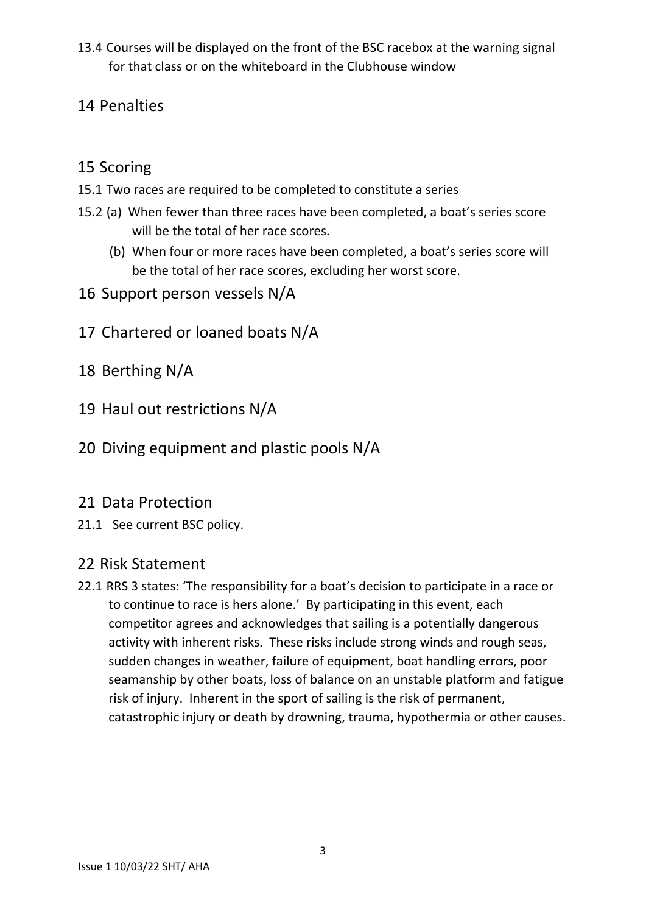13.4 Courses will be displayed on the front of the BSC racebox at the warning signal for that class or on the whiteboard in the Clubhouse window

## 14 Penalties

## 15 Scoring

15.1 Two races are required to be completed to constitute a series

15.2 (a) When fewer than three races have been completed, a boat's series score will be the total of her race scores.

(b) When four or more races have been completed, a boat's series score will be the total of her race scores, excluding her worst score.

## 16 Support person vessels N/A

## 17 Chartered or loaned boats N/A

## 18 Berthing N/A

## 19 Haul out restrictions N/A

## 20 Diving equipment and plastic pools N/A

## 21 Data Protection

21.1 See current BSC policy.

## 22 Risk Statement

22.1 RRS 3 states: 'The responsibility for a boat's decision to participate in a race or to continue to race is hers alone.' By participating in this event, each competitor agrees and acknowledges that sailing is a potentially dangerous activity with inherent risks. These risks include strong winds and rough seas, sudden changes in weather, failure of equipment, boat handling errors, poor seamanship by other boats, loss of balance on an unstable platform and fatigue risk of injury. Inherent in the sport of sailing is the risk of permanent, catastrophic injury or death by drowning, trauma, hypothermia or other causes.

Issue 1 10/03/22 SHT/ AHA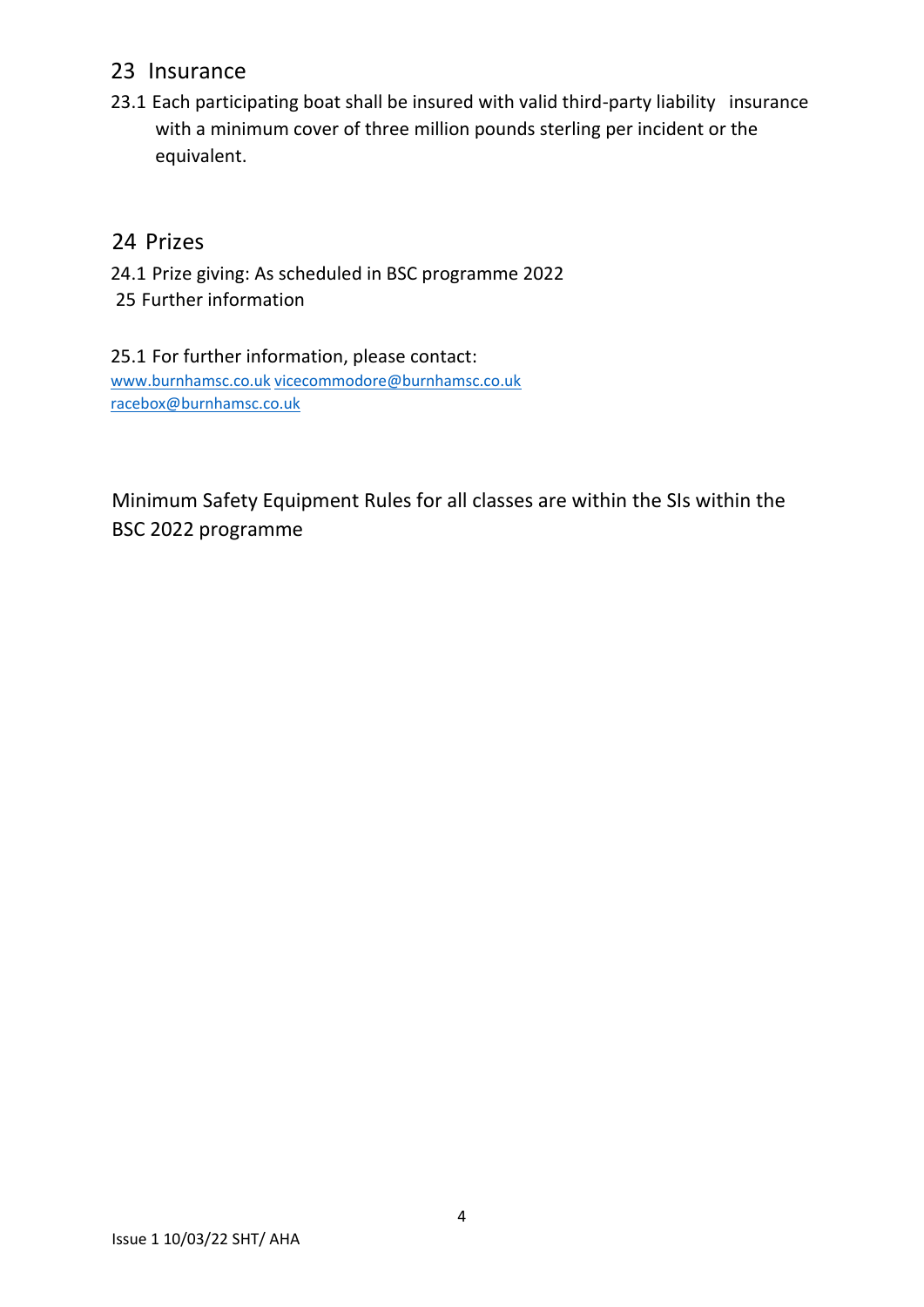## 23 Insurance

23.1 Each participating boat shall be insured with valid third-party liability insurance with a minimum cover of three million pounds sterling per incident or the equivalent.

## 24 Prizes

24.1 Prize giving: As scheduled in BSC programme 2022

## 25 Further information

25.1 For further information, please contact:
www.burnhamsc.co.uk vicecommodore@burnhamsc.co.uk
racebox@burnhamsc.co.uk

Minimum Safety Equipment Rules for all classes are within the SIs within the BSC 2022 programme

Issue 1 10/03/22 SHT/ AHA